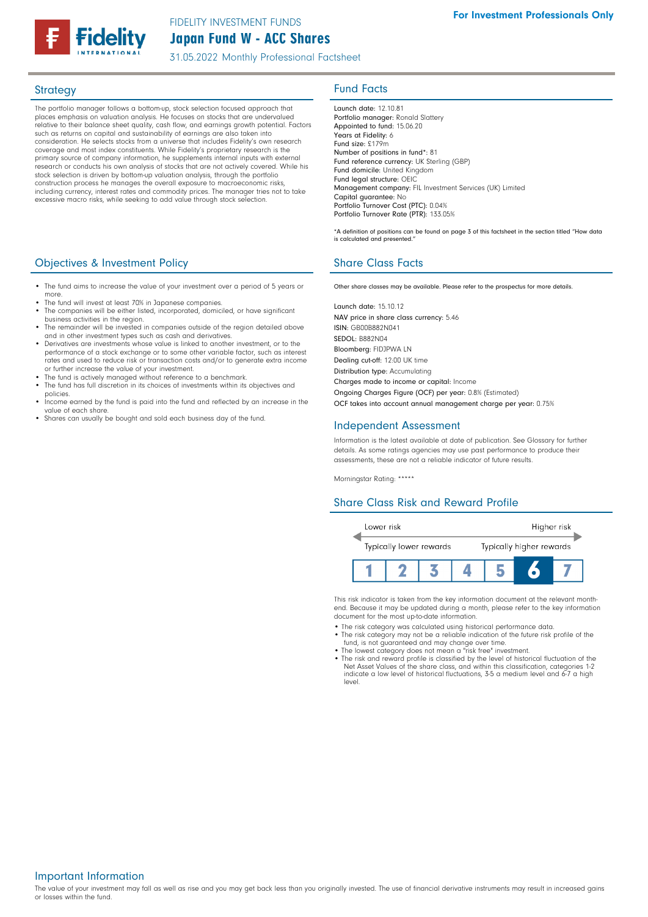FIDELITY INVESTMENT FUNDS

# Japan Fund W - ACC Shares

31.05.2022 Monthly Professional Factsheet

For Investment Professionals Only

## Strategy

The portfolio manager follows a bottom-up, stock selection focused approach that places emphasis on valuation analysis. He focuses on stocks that are undervalued relative to their balance sheet quality, cash flow, and earnings growth potential. Factors such as returns on capital and sustainability of earnings are also taken into consideration. He selects stocks from a universe that includes Fidelity's own research coverage and most index constituents. While Fidelity's proprietary research is the primary source of company information, he supplements internal inputs with external research or conducts his own analysis of stocks that are not actively covered. While his stock selection is driven by bottom-up valuation analysis, through the portfolio construction process he manages the overall exposure to macroeconomic risks, including currency, interest rates and commodity prices. The manager tries not to take excessive macro risks, while seeking to add value through stock selection.

## Fund Facts

Launch date: 12.10.81
Portfolio manager: Ronald Slattery
Appointed to fund: 15.06.20
Years at Fidelity: 6
Fund size: £179m
Number of positions in fund*: 81
Fund reference currency: UK Sterling (GBP)
Fund domicile: United Kingdom
Fund legal structure: OEIC
Management company: FIL Investment Services (UK) Limited
Capital guarantee: No
Portfolio Turnover Cost (PTC): 0.04%
Portfolio Turnover Rate (PTR): 133.05%

*A definition of positions can be found on page 3 of this factsheet in the section titled "How data is calculated and presented."

## Objectives & Investment Policy

- The fund aims to increase the value of your investment over a period of 5 years or more.
- The fund will invest at least 70% in Japanese companies.
- The companies will be either listed, incorporated, domiciled, or have significant business activities in the region.
- The remainder will be invested in companies outside of the region detailed above and in other investment types such as cash and derivatives.
- Derivatives are investments whose value is linked to another investment, or to the performance of a stock exchange or to some other variable factor, such as interest rates and used to reduce risk or transaction costs and/or to generate extra income or further increase the value of your investment.
- The fund is actively managed without reference to a benchmark.
- The fund has full discretion in its choices of investments within its objectives and policies.
- Income earned by the fund is paid into the fund and reflected by an increase in the value of each share.
- Shares can usually be bought and sold each business day of the fund.

## Share Class Facts

Other share classes may be available. Please refer to the prospectus for more details.

Launch date: 15.10.12
NAV price in share class currency: 5.46
ISIN: GB00B882N041
SEDOL: B882N04
Bloomberg: FIDJPWA LN
Dealing cut-off: 12:00 UK time
Distribution type: Accumulating
Charges made to income or capital: Income
Ongoing Charges Figure (OCF) per year: 0.8% (Estimated)
OCF takes into account annual management charge per year: 0.75%

## Independent Assessment

Information is the latest available at date of publication. See Glossary for further details. As some ratings agencies may use past performance to produce their assessments, these are not a reliable indicator of future results.

Morningstar Rating: *****

## Share Class Risk and Reward Profile

Lower risk — Higher risk

Typically lower rewards — Typically higher rewards

| 1 | 2 | 3 | 4 | 5 | **6** | 7 |
|---|---|---|---|---|---|---|

This risk indicator is taken from the key information document at the relevant month-end. Because it may be updated during a month, please refer to the key information document for the most up-to-date information.

- The risk category was calculated using historical performance data.
- The risk category may not be a reliable indication of the future risk profile of the fund, is not guaranteed and may change over time.
- The lowest category does not mean a "risk free" investment.
- The risk and reward profile is classified by the level of historical fluctuation of the Net Asset Values of the share class, and within this classification, categories 1-2 indicate a low level of historical fluctuations, 3-5 a medium level and 6-7 a high level.

## Important Information

The value of your investment may fall as well as rise and you may get back less than you originally invested. The use of financial derivative instruments may result in increased gains or losses within the fund.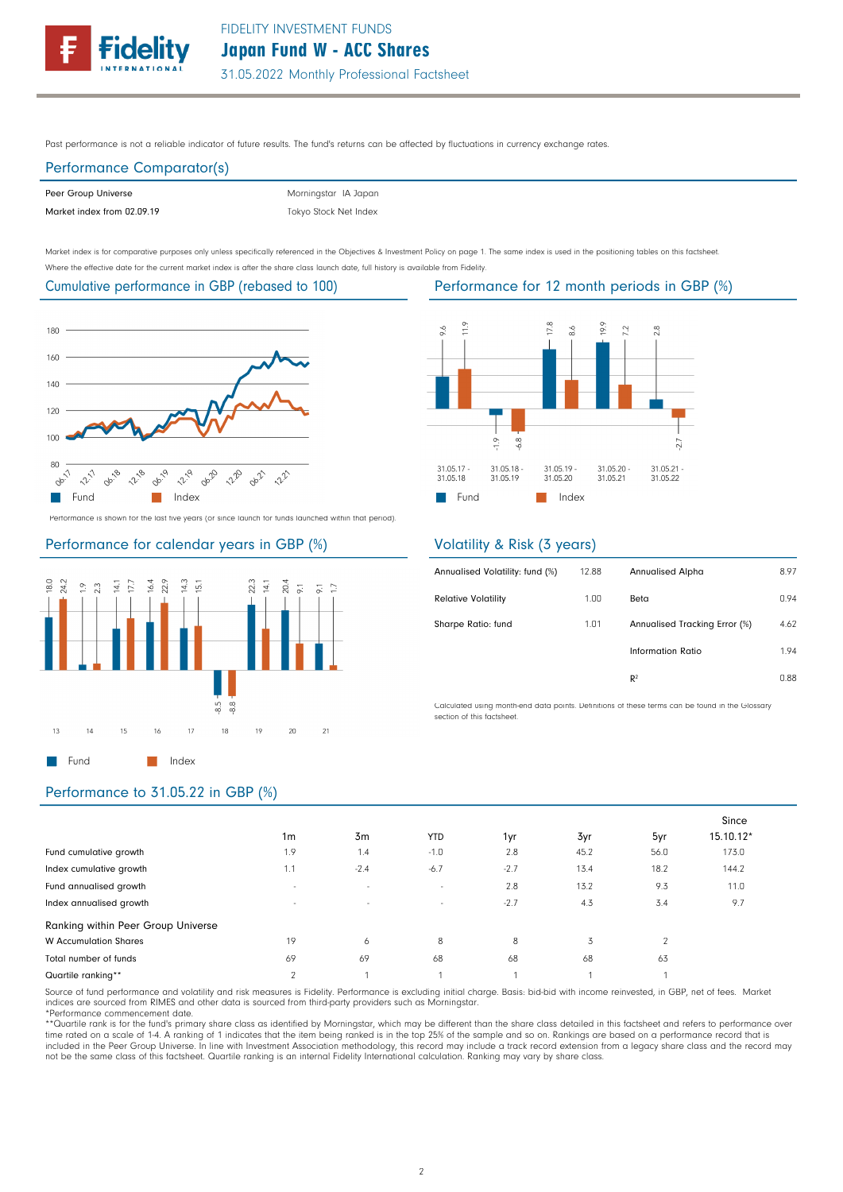Past performance is not a reliable indicator of future results. The fund's returns can be affected by fluctuations in currency exchange rates.

## Performance Comparator(s)

| | |
|---|---|
| Peer Group Universe | Morningstar IA Japan |
| Market index from 02.09.19 | Tokyo Stock Net Index |

Market index is for comparative purposes only unless specifically referenced in the Objectives & Investment Policy on page 1. The same index is used in the positioning tables on this factsheet.
Where the effective date for the current market index is after the share class launch date, full history is available from Fidelity.

## Cumulative performance in GBP (rebased to 100)

Performance is shown for the last five years (or since launch for funds launched within that period).

## Performance for 12 month periods in GBP (%)

| Period | Fund | Index |
|---|---|---|
| 31.05.17 - 31.05.18 | 9.6 | 11.9 |
| 31.05.18 - 31.05.19 | -1.9 | -6.8 |
| 31.05.19 - 31.05.20 | 17.8 | 8.6 |
| 31.05.20 - 31.05.21 | 19.9 | 7.2 |
| 31.05.21 - 31.05.22 | 2.8 | -2.7 |

## Performance for calendar years in GBP (%)

| Year | Fund | Index |
|---|---|---|
| 13 | 18.0 | 24.2 |
| 14 | 1.9 | 2.3 |
| 15 | 14.1 | 17.7 |
| 16 | 16.4 | 22.9 |
| 17 | 14.3 | 15.1 |
| 18 | -8.5 | -8.8 |
| 19 | 22.3 | 14.1 |
| 20 | 20.4 | 9.1 |
| 21 | 9.1 | 1.7 |

## Volatility & Risk (3 years)

| | | | |
|---|---|---|---|
| Annualised Volatility: fund (%) | 12.88 | Annualised Alpha | 8.97 |
| Relative Volatility | 1.00 | Beta | 0.94 |
| Sharpe Ratio: fund | 1.01 | Annualised Tracking Error (%) | 4.62 |
| | | Information Ratio | 1.94 |
| | | $R^2$ | 0.88 |

Calculated using month-end data points. Definitions of these terms can be found in the Glossary section of this factsheet.

## Performance to 31.05.22 in GBP (%)

| | 1m | 3m | YTD | 1yr | 3yr | 5yr | Since 15.10.12* |
|---|---|---|---|---|---|---|---|
| Fund cumulative growth | 1.9 | 1.4 | -1.0 | 2.8 | 45.2 | 56.0 | 173.0 |
| Index cumulative growth | 1.1 | -2.4 | -6.7 | -2.7 | 13.4 | 18.2 | 144.2 |
| Fund annualised growth | - | - | - | 2.8 | 13.2 | 9.3 | 11.0 |
| Index annualised growth | - | - | - | -2.7 | 4.3 | 3.4 | 9.7 |
| **Ranking within Peer Group Universe** | | | | | | | |
| W Accumulation Shares | 19 | 6 | 8 | 8 | 3 | 2 | |
| Total number of funds | 69 | 69 | 68 | 68 | 68 | 63 | |
| Quartile ranking** | 2 | 1 | 1 | 1 | 1 | 1 | |

Source of fund performance and volatility and risk measures is Fidelity. Performance is excluding initial charge. Basis: bid-bid with income reinvested, in GBP, net of fees. Market indices are sourced from RIMES and other data is sourced from third-party providers such as Morningstar.
*Performance commencement date.
**Quartile rank is for the fund's primary share class as identified by Morningstar, which may be different than the share class detailed in this factsheet and refers to performance over time rated on a scale of 1-4. A ranking of 1 indicates that the item being ranked is in the top 25% of the sample and so on. Rankings are based on a performance record that is included in the Peer Group Universe. In line with Investment Association methodology, this record may include a track record extension from a legacy share class and the record may not be the same class of this factsheet. Quartile ranking is an internal Fidelity International calculation. Ranking may vary by share class.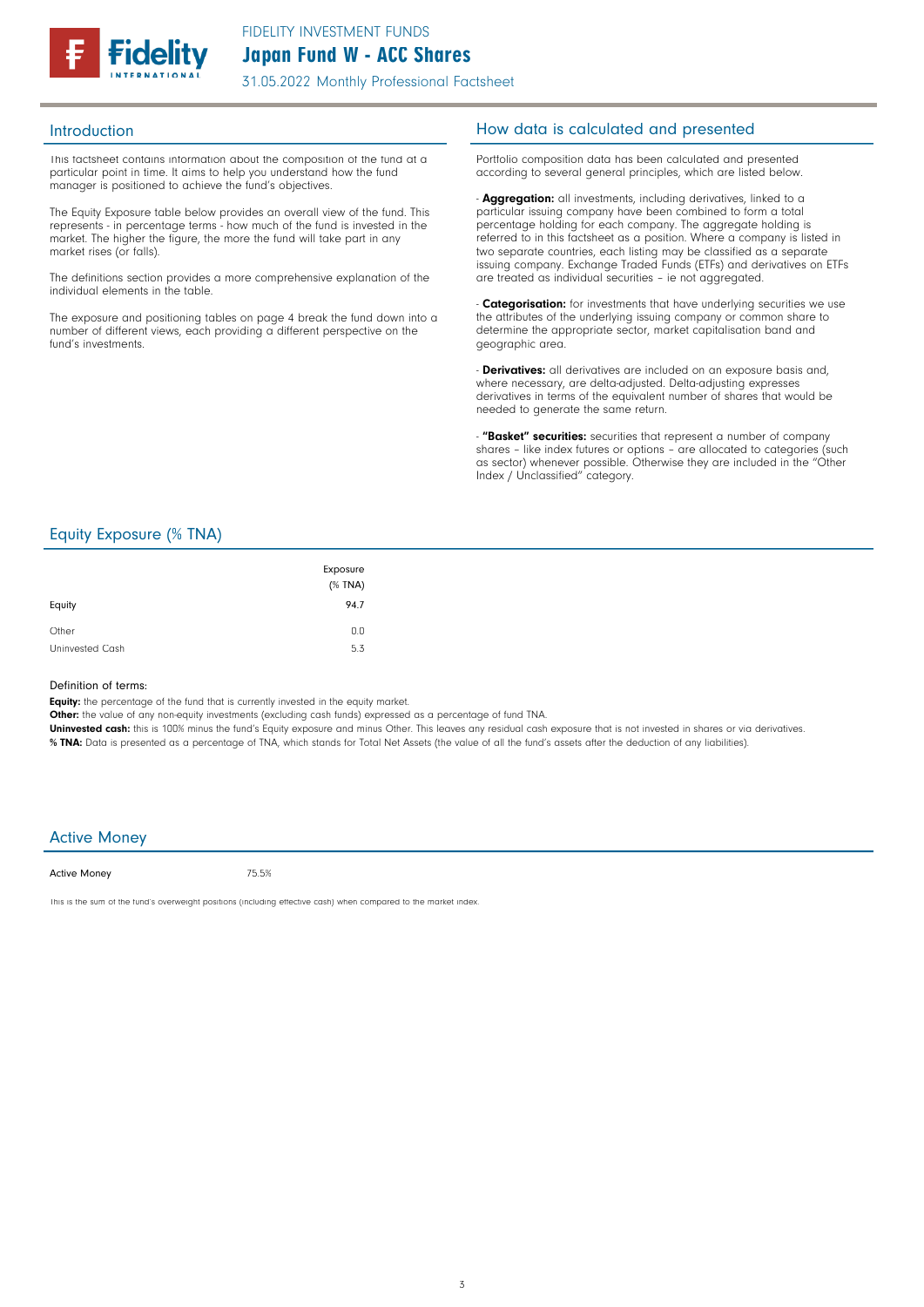## Introduction

This factsheet contains information about the composition of the fund at a particular point in time. It aims to help you understand how the fund manager is positioned to achieve the fund's objectives.

The Equity Exposure table below provides an overall view of the fund. This represents - in percentage terms - how much of the fund is invested in the market. The higher the figure, the more the fund will take part in any market rises (or falls).

The definitions section provides a more comprehensive explanation of the individual elements in the table.

The exposure and positioning tables on page 4 break the fund down into a number of different views, each providing a different perspective on the fund's investments.

## How data is calculated and presented

Portfolio composition data has been calculated and presented according to several general principles, which are listed below.

- **Aggregation:** all investments, including derivatives, linked to a particular issuing company have been combined to form a total percentage holding for each company. The aggregate holding is referred to in this factsheet as a position. Where a company is listed in two separate countries, each listing may be classified as a separate issuing company. Exchange Traded Funds (ETFs) and derivatives on ETFs are treated as individual securities – ie not aggregated.

- **Categorisation:** for investments that have underlying securities we use the attributes of the underlying issuing company or common share to determine the appropriate sector, market capitalisation band and geographic area.

- **Derivatives:** all derivatives are included on an exposure basis and, where necessary, are delta-adjusted. Delta-adjusting expresses derivatives in terms of the equivalent number of shares that would be needed to generate the same return.

- **"Basket" securities:** securities that represent a number of company shares – like index futures or options – are allocated to categories (such as sector) whenever possible. Otherwise they are included in the "Other Index / Unclassified" category.

## Equity Exposure (% TNA)

| | Exposure (% TNA) |
|---|---|
| Equity | 94.7 |
| Other | 0.0 |
| Uninvested Cash | 5.3 |

Definition of terms:

**Equity:** the percentage of the fund that is currently invested in the equity market.
**Other:** the value of any non-equity investments (excluding cash funds) expressed as a percentage of fund TNA.
**Uninvested cash:** this is 100% minus the fund's Equity exposure and minus Other. This leaves any residual cash exposure that is not invested in shares or via derivatives.
**% TNA:** Data is presented as a percentage of TNA, which stands for Total Net Assets (the value of all the fund's assets after the deduction of any liabilities).

## Active Money

| Active Money | 75.5% |
|---|---|

This is the sum of the fund's overweight positions (including effective cash) when compared to the market index.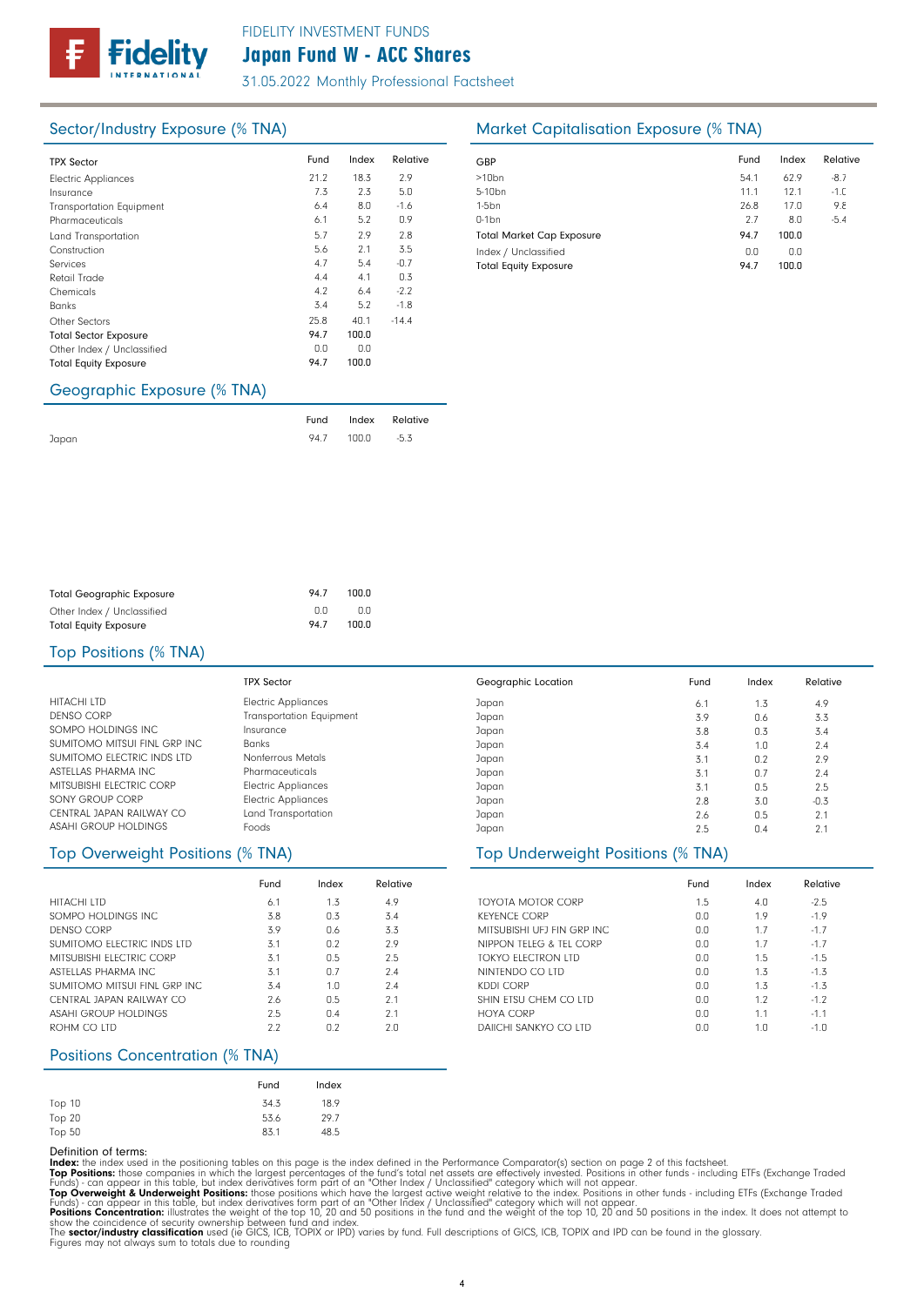## Sector/Industry Exposure (% TNA)

| TPX Sector | Fund | Index | Relative |
|---|---|---|---|
| Electric Appliances | 21.2 | 18.3 | 2.9 |
| Insurance | 7.3 | 2.3 | 5.0 |
| Transportation Equipment | 6.4 | 8.0 | -1.6 |
| Pharmaceuticals | 6.1 | 5.2 | 0.9 |
| Land Transportation | 5.7 | 2.9 | 2.8 |
| Construction | 5.6 | 2.1 | 3.5 |
| Services | 4.7 | 5.4 | -0.7 |
| Retail Trade | 4.4 | 4.1 | 0.3 |
| Chemicals | 4.2 | 6.4 | -2.2 |
| Banks | 3.4 | 5.2 | -1.8 |
| Other Sectors | 25.8 | 40.1 | -14.4 |
| Total Sector Exposure | 94.7 | 100.0 | |
| Other Index / Unclassified | 0.0 | 0.0 | |
| Total Equity Exposure | 94.7 | 100.0 | |

## Market Capitalisation Exposure (% TNA)

| GBP | Fund | Index | Relative |
|---|---|---|---|
| >10bn | 54.1 | 62.9 | -8.7 |
| 5-10bn | 11.1 | 12.1 | -1.0 |
| 1-5bn | 26.8 | 17.0 | 9.8 |
| 0-1bn | 2.7 | 8.0 | -5.4 |
| Total Market Cap Exposure | 94.7 | 100.0 | |
| Index / Unclassified | 0.0 | 0.0 | |
| Total Equity Exposure | 94.7 | 100.0 | |

## Geographic Exposure (% TNA)

| | Fund | Index | Relative |
|---|---|---|---|
| Japan | 94.7 | 100.0 | -5.3 |
| Total Geographic Exposure | 94.7 | 100.0 | |
| Other Index / Unclassified | 0.0 | 0.0 | |
| Total Equity Exposure | 94.7 | 100.0 | |

## Top Positions (% TNA)

| | TPX Sector | Geographic Location | Fund | Index | Relative |
|---|---|---|---|---|---|
| HITACHI LTD | Electric Appliances | Japan | 6.1 | 1.3 | 4.9 |
| DENSO CORP | Transportation Equipment | Japan | 3.9 | 0.6 | 3.3 |
| SOMPO HOLDINGS INC | Insurance | Japan | 3.8 | 0.3 | 3.4 |
| SUMITOMO MITSUI FINL GRP INC | Banks | Japan | 3.4 | 1.0 | 2.4 |
| SUMITOMO ELECTRIC INDS LTD | Nonferrous Metals | Japan | 3.1 | 0.2 | 2.9 |
| ASTELLAS PHARMA INC | Pharmaceuticals | Japan | 3.1 | 0.7 | 2.4 |
| MITSUBISHI ELECTRIC CORP | Electric Appliances | Japan | 3.1 | 0.5 | 2.5 |
| SONY GROUP CORP | Electric Appliances | Japan | 2.8 | 3.0 | -0.3 |
| CENTRAL JAPAN RAILWAY CO | Land Transportation | Japan | 2.6 | 0.5 | 2.1 |
| ASAHI GROUP HOLDINGS | Foods | Japan | 2.5 | 0.4 | 2.1 |

## Top Overweight Positions (% TNA)

| | Fund | Index | Relative |
|---|---|---|---|
| HITACHI LTD | 6.1 | 1.3 | 4.9 |
| SOMPO HOLDINGS INC | 3.8 | 0.3 | 3.4 |
| DENSO CORP | 3.9 | 0.6 | 3.3 |
| SUMITOMO ELECTRIC INDS LTD | 3.1 | 0.2 | 2.9 |
| MITSUBISHI ELECTRIC CORP | 3.1 | 0.5 | 2.5 |
| ASTELLAS PHARMA INC | 3.1 | 0.7 | 2.4 |
| SUMITOMO MITSUI FINL GRP INC | 3.4 | 1.0 | 2.4 |
| CENTRAL JAPAN RAILWAY CO | 2.6 | 0.5 | 2.1 |
| ASAHI GROUP HOLDINGS | 2.5 | 0.4 | 2.1 |
| ROHM CO LTD | 2.2 | 0.2 | 2.0 |

## Top Underweight Positions (% TNA)

| | Fund | Index | Relative |
|---|---|---|---|
| TOYOTA MOTOR CORP | 1.5 | 4.0 | -2.5 |
| KEYENCE CORP | 0.0 | 1.9 | -1.9 |
| MITSUBISHI UFJ FIN GRP INC | 0.0 | 1.7 | -1.7 |
| NIPPON TELEG & TEL CORP | 0.0 | 1.7 | -1.7 |
| TOKYO ELECTRON LTD | 0.0 | 1.5 | -1.5 |
| NINTENDO CO LTD | 0.0 | 1.3 | -1.3 |
| KDDI CORP | 0.0 | 1.3 | -1.3 |
| SHIN ETSU CHEM CO LTD | 0.0 | 1.2 | -1.2 |
| HOYA CORP | 0.0 | 1.1 | -1.1 |
| DAIICHI SANKYO CO LTD | 0.0 | 1.0 | -1.0 |

## Positions Concentration (% TNA)

| | Fund | Index |
|---|---|---|
| Top 10 | 34.3 | 18.9 |
| Top 20 | 53.6 | 29.7 |
| Top 50 | 83.1 | 48.5 |

Definition of terms:

**Index:** the index used in the positioning tables on this page is the index defined in the Performance Comparator(s) section on page 2 of this factsheet.

**Top Positions:** those companies in which the largest percentages of the fund's total net assets are effectively invested. Positions in other funds - including ETFs (Exchange Traded Funds) - can appear in this table, but index derivatives form part of an "Other Index / Unclassified" category which will not appear.

**Top Overweight & Underweight Positions:** those positions which have the largest active weight relative to the index. Positions in other funds - including ETFs (Exchange Traded Funds) - can appear in this table, but index derivatives form part of an "Other Index / Unclassified" category which will not appear.

**Positions Concentration:** illustrates the weight of the top 10, 20 and 50 positions in the fund and the weight of the top 10, 20 and 50 positions in the index. It does not attempt to show the coincidence of security ownership between fund and index.

The **sector/industry classification** used (ie GICS, ICB, TOPIX or IPD) varies by fund. Full descriptions of GICS, ICB, TOPIX and IPD can be found in the glossary.

Figures may not always sum to totals due to rounding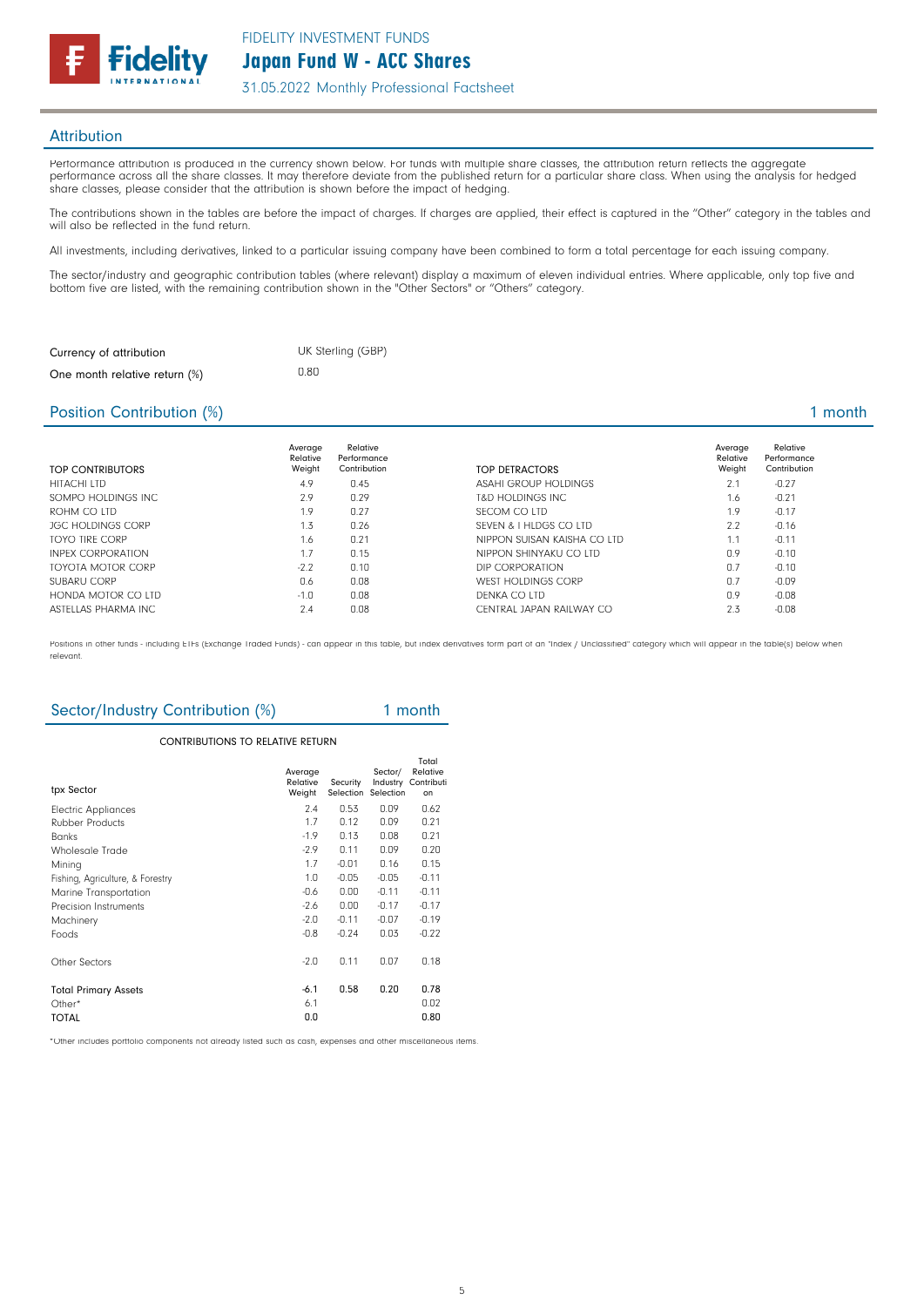## Attribution

Performance attribution is produced in the currency shown below. For funds with multiple share classes, the attribution return reflects the aggregate performance across all the share classes. It may therefore deviate from the published return for a particular share class. When using the analysis for hedged share classes, please consider that the attribution is shown before the impact of hedging.

The contributions shown in the tables are before the impact of charges. If charges are applied, their effect is captured in the "Other" category in the tables and will also be reflected in the fund return.

All investments, including derivatives, linked to a particular issuing company have been combined to form a total percentage for each issuing company.

The sector/industry and geographic contribution tables (where relevant) display a maximum of eleven individual entries. Where applicable, only top five and bottom five are listed, with the remaining contribution shown in the "Other Sectors" or "Others" category.

| | |
|---|---|
| Currency of attribution | UK Sterling (GBP) |
| One month relative return (%) | 0.80 |

## Position Contribution (%) 1 month

| TOP CONTRIBUTORS | Average Relative Weight | Relative Performance Contribution |
|---|---|---|
| HITACHI LTD | 4.9 | 0.45 |
| SOMPO HOLDINGS INC | 2.9 | 0.29 |
| ROHM CO LTD | 1.9 | 0.27 |
| JGC HOLDINGS CORP | 1.3 | 0.26 |
| TOYO TIRE CORP | 1.6 | 0.21 |
| INPEX CORPORATION | 1.7 | 0.15 |
| TOYOTA MOTOR CORP | -2.2 | 0.10 |
| SUBARU CORP | 0.6 | 0.08 |
| HONDA MOTOR CO LTD | -1.0 | 0.08 |
| ASTELLAS PHARMA INC | 2.4 | 0.08 |

| TOP DETRACTORS | Average Relative Weight | Relative Performance Contribution |
|---|---|---|
| ASAHI GROUP HOLDINGS | 2.1 | -0.27 |
| T&D HOLDINGS INC | 1.6 | -0.21 |
| SECOM CO LTD | 1.9 | -0.17 |
| SEVEN & I HLDGS CO LTD | 2.2 | -0.16 |
| NIPPON SUISAN KAISHA CO LTD | 1.1 | -0.11 |
| NIPPON SHINYAKU CO LTD | 0.9 | -0.10 |
| DIP CORPORATION | 0.7 | -0.10 |
| WEST HOLDINGS CORP | 0.7 | -0.09 |
| DENKA CO LTD | 0.9 | -0.08 |
| CENTRAL JAPAN RAILWAY CO | 2.3 | -0.08 |

Positions in other funds - including ETFs (Exchange Traded Funds) - can appear in this table, but index derivatives form part of an "Index / Unclassified" category which will appear in the table(s) below when relevant.

## Sector/Industry Contribution (%) 1 month

CONTRIBUTIONS TO RELATIVE RETURN

| tpx Sector | Average Relative Weight | Security Selection | Sector/ Industry Selection | Total Relative Contribution |
|---|---|---|---|---|
| Electric Appliances | 2.4 | 0.53 | 0.09 | 0.62 |
| Rubber Products | 1.7 | 0.12 | 0.09 | 0.21 |
| Banks | -1.9 | 0.13 | 0.08 | 0.21 |
| Wholesale Trade | -2.9 | 0.11 | 0.09 | 0.20 |
| Mining | 1.7 | -0.01 | 0.16 | 0.15 |
| Fishing, Agriculture, & Forestry | 1.0 | -0.05 | -0.05 | -0.11 |
| Marine Transportation | -0.6 | 0.00 | -0.11 | -0.11 |
| Precision Instruments | -2.6 | 0.00 | -0.17 | -0.17 |
| Machinery | -2.0 | -0.11 | -0.07 | -0.19 |
| Foods | -0.8 | -0.24 | 0.03 | -0.22 |
| Other Sectors | -2.0 | 0.11 | 0.07 | 0.18 |
| **Total Primary Assets** | **-6.1** | **0.58** | **0.20** | **0.78** |
| Other* | 6.1 | | | 0.02 |
| TOTAL | 0.0 | | | 0.80 |

*Other includes portfolio components not already listed such as cash, expenses and other miscellaneous items.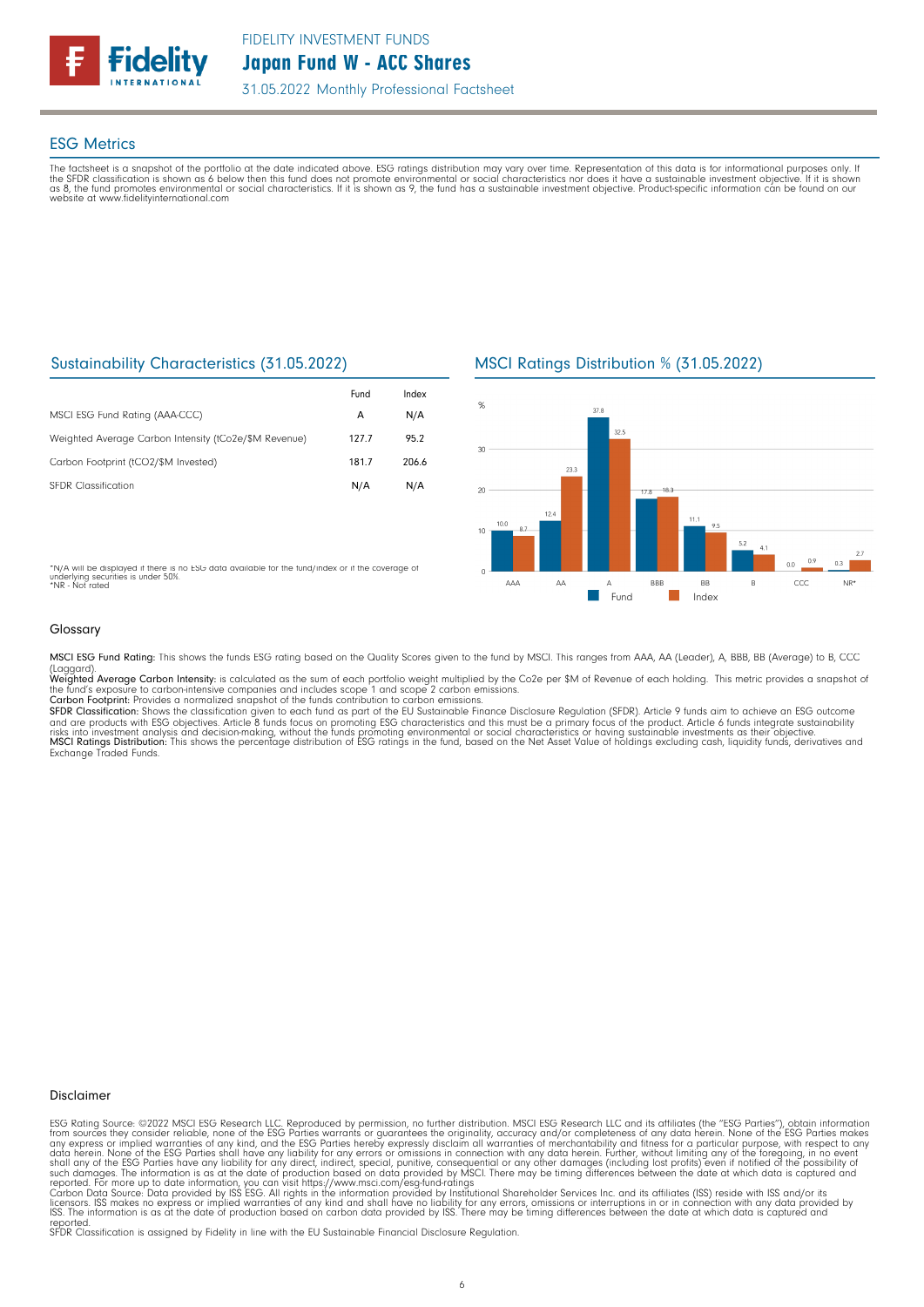## ESG Metrics

The factsheet is a snapshot of the portfolio at the date indicated above. ESG ratings distribution may vary over time. Representation of this data is for informational purposes only. If the SFDR classification is shown as 6 below then this fund does not promote environmental or social characteristics nor does it have a sustainable investment objective. If it is shown as 8, the fund promotes environmental or social characteristics. If it is shown as 9, the fund has a sustainable investment objective. Product-specific information can be found on our website at www.fidelityinternational.com

### Sustainability Characteristics (31.05.2022)

| | Fund | Index |
|---|---|---|
| MSCI ESG Fund Rating (AAA-CCC) | A | N/A |
| Weighted Average Carbon Intensity (tCo2e/$M Revenue) | 127.7 | 95.2 |
| Carbon Footprint (tCO2/$M Invested) | 181.7 | 206.6 |
| SFDR Classification | N/A | N/A |

*N/A will be displayed if there is no ESG data available for the fund/index or if the coverage of underlying securities is under 50%.
*NR - Not rated

### MSCI Ratings Distribution % (31.05.2022)

| % | AAA | AA | A | BBB | BB | B | CCC | NR* |
|---|---|---|---|---|---|---|---|---|
| Fund | 10.0 | 12.4 | 37.8 | 17.8 | 11.1 | 5.2 | 0.0 | 0.3 |
| Index | 8.7 | 23.3 | 32.5 | 18.3 | 9.5 | 4.1 | 0.9 | 2.7 |

### Glossary

**MSCI ESG Fund Rating:** This shows the funds ESG rating based on the Quality Scores given to the fund by MSCI. This ranges from AAA, AA (Leader), A, BBB, BB (Average) to B, CCC (Laggard).
**Weighted Average Carbon Intensity:** is calculated as the sum of each portfolio weight multiplied by the Co2e per $M of Revenue of each holding. This metric provides a snapshot of the fund's exposure to carbon-intensive companies and includes scope 1 and scope 2 carbon emissions.
**Carbon Footprint:** Provides a normalized snapshot of the funds contribution to carbon emissions.
**SFDR Classification:** Shows the classification given to each fund as part of the EU Sustainable Finance Disclosure Regulation (SFDR). Article 9 funds aim to achieve an ESG outcome and are products with ESG objectives. Article 8 funds focus on promoting ESG characteristics and this must be a primary focus of the product. Article 6 funds integrate sustainability risks into investment analysis and decision-making, without the funds promoting environmental or social characteristics or having sustainable investments as their objective.
**MSCI Ratings Distribution:** This shows the percentage distribution of ESG ratings in the fund, based on the Net Asset Value of holdings excluding cash, liquidity funds, derivatives and Exchange Traded Funds.

### Disclaimer

ESG Rating Source: ©2022 MSCI ESG Research LLC. Reproduced by permission, no further distribution. MSCI ESG Research LLC and its affiliates (the "ESG Parties"), obtain information from sources they consider reliable, none of the ESG Parties warrants or guarantees the originality, accuracy and/or completeness of any data herein. None of the ESG Parties makes any express or implied warranties of any kind, and the ESG Parties hereby expressly disclaim all warranties of merchantability and fitness for a particular purpose, with respect to any data herein. None of the ESG Parties shall have any liability for any errors or omissions in connection with any data herein. Further, without limiting any of the foregoing, in no event shall any of the ESG Parties have any liability for any direct, indirect, special, punitive, consequential or any other damages (including lost profits) even if notified of the possibility of such damages. The information is as at the date of production based on data provided by MSCI. There may be timing differences between the date at which data is captured and reported. For more up to date information, you can visit https://www.msci.com/esg-fund-ratings
Carbon Data Source: Data provided by ISS ESG. All rights in the information provided by Institutional Shareholder Services Inc. and its affiliates (ISS) reside with ISS and/or its licensors. ISS makes no express or implied warranties of any kind and shall have no liability for any errors, omissions or interruptions in or in connection with any data provided by ISS. The information is as at the date of production based on carbon data provided by ISS. There may be timing differences between the date at which data is captured and reported.
SFDR Classification is assigned by Fidelity in line with the EU Sustainable Financial Disclosure Regulation.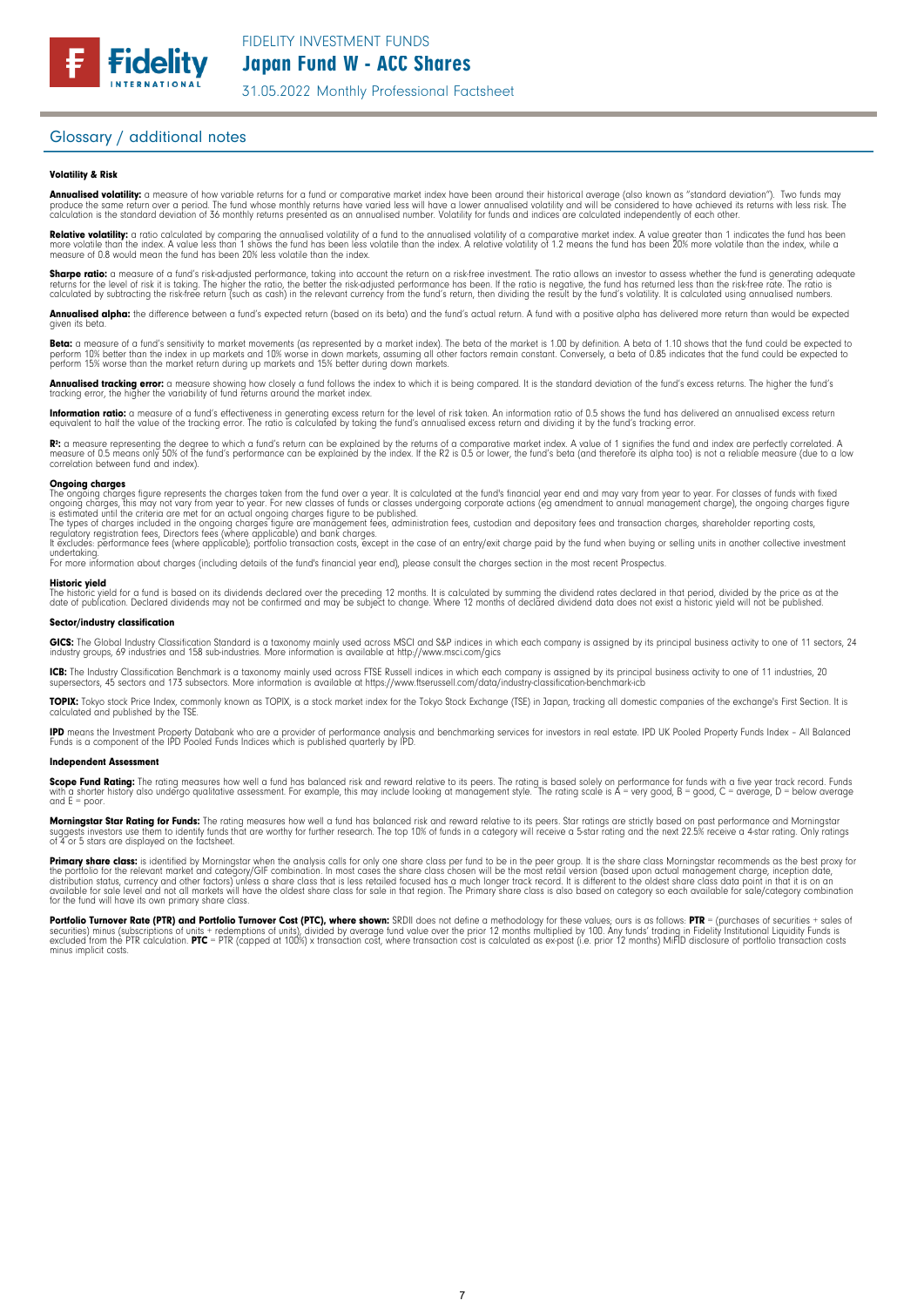## Glossary / additional notes

#### Volatility & Risk

**Annualised volatility:** a measure of how variable returns for a fund or comparative market index have been around their historical average (also known as "standard deviation"). Two funds may produce the same return over a period. The fund whose monthly returns have varied less will have a lower annualised volatility and will be considered to have achieved its returns with less risk. The calculation is the standard deviation of 36 monthly returns presented as an annualised number. Volatility for funds and indices are calculated independently of each other.

**Relative volatility:** a ratio calculated by comparing the annualised volatility of a fund to the annualised volatility of a comparative market index. A value greater than 1 indicates the fund has been more volatile than the index. A value less than 1 shows the fund has been less volatile than the index. A relative volatility of 1.2 means the fund has been 20% more volatile than the index, while a measure of 0.8 would mean the fund has been 20% less volatile than the index.

**Sharpe ratio:** a measure of a fund's risk-adjusted performance, taking into account the return on a risk-free investment. The ratio allows an investor to assess whether the fund is generating adequate returns for the level of risk it is taking. The higher the ratio, the better the risk-adjusted performance has been. If the ratio is negative, the fund has returned less than the risk-free rate. The ratio is calculated by subtracting the risk-free return (such as cash) in the relevant currency from the fund's return, then dividing the result by the fund's volatility. It is calculated using annualised numbers.

**Annualised alpha:** the difference between a fund's expected return (based on its beta) and the fund's actual return. A fund with a positive alpha has delivered more return than would be expected given its beta.

**Beta:** a measure of a fund's sensitivity to market movements (as represented by a market index). The beta of the market is 1.00 by definition. A beta of 1.10 shows that the fund could be expected to perform 10% better than the index in up markets and 10% worse in down markets, assuming all other factors remain constant. Conversely, a beta of 0.85 indicates that the fund could be expected to perform 15% worse than the market return during up markets and 15% better during down markets.

**Annualised tracking error:** a measure showing how closely a fund follows the index to which it is being compared. It is the standard deviation of the fund's excess returns. The higher the fund's tracking error, the higher the variability of fund returns around the market index.

**Information ratio:** a measure of a fund's effectiveness in generating excess return for the level of risk taken. An information ratio of 0.5 shows the fund has delivered an annualised excess return equivalent to half the value of the tracking error. The ratio is calculated by taking the fund's annualised excess return and dividing it by the fund's tracking error.

**$R^2$:** a measure representing the degree to which a fund's return can be explained by the returns of a comparative market index. A value of 1 signifies the fund and index are perfectly correlated. A measure of 0.5 means only 50% of the fund's performance can be explained by the index. If the R2 is 0.5 or lower, the fund's beta (and therefore its alpha too) is not a reliable measure (due to a low correlation between fund and index).

**Ongoing charges**
The ongoing charges figure represents the charges taken from the fund over a year. It is calculated at the fund's financial year end and may vary from year to year. For classes of funds with fixed ongoing charges, this may not vary from year to year. For new classes of funds or classes undergoing corporate actions (eg amendment to annual management charge), the ongoing charges figure is estimated until the criteria are met for an actual ongoing charges figure to be published.
The types of charges included in the ongoing charges figure are management fees, administration fees, custodian and depositary fees and transaction charges, shareholder reporting costs, regulatory registration fees, Directors fees (where applicable) and bank charges.
It excludes: performance fees (where applicable); portfolio transaction costs, except in the case of an entry/exit charge paid by the fund when buying or selling units in another collective investment undertaking.
For more information about charges (including details of the fund's financial year end), please consult the charges section in the most recent Prospectus.

**Historic yield**
The historic yield for a fund is based on its dividends declared over the preceding 12 months. It is calculated by summing the dividend rates declared in that period, divided by the price as at the date of publication. Declared dividends may not be confirmed and may be subject to change. Where 12 months of declared dividend data does not exist a historic yield will not be published.

#### Sector/industry classification

**GICS:** The Global Industry Classification Standard is a taxonomy mainly used across MSCI and S&P indices in which each company is assigned by its principal business activity to one of 11 sectors, 24 industry groups, 69 industries and 158 sub-industries. More information is available at http://www.msci.com/gics

**ICB:** The Industry Classification Benchmark is a taxonomy mainly used across FTSE Russell indices in which each company is assigned by its principal business activity to one of 11 industries, 20 supersectors, 45 sectors and 173 subsectors. More information is available at https://www.ftserussell.com/data/industry-classification-benchmark-icb

**TOPIX:** Tokyo stock Price Index, commonly known as TOPIX, is a stock market index for the Tokyo Stock Exchange (TSE) in Japan, tracking all domestic companies of the exchange's First Section. It is calculated and published by the TSE.

**IPD** means the Investment Property Databank who are a provider of performance analysis and benchmarking services for investors in real estate. IPD UK Pooled Property Funds Index – All Balanced Funds is a component of the IPD Pooled Funds Indices which is published quarterly by IPD.

#### Independent Assessment

**Scope Fund Rating:** The rating measures how well a fund has balanced risk and reward relative to its peers. The rating is based solely on performance for funds with a five year track record. Funds with a shorter history also undergo qualitative assessment. For example, this may include looking at management style. The rating scale is A = very good, B = good, C = average, D = below average and E = poor.

**Morningstar Star Rating for Funds:** The rating measures how well a fund has balanced risk and reward relative to its peers. Star ratings are strictly based on past performance and Morningstar suggests investors use them to identify funds that are worthy for further research. The top 10% of funds in a category will receive a 5-star rating and the next 22.5% receive a 4-star rating. Only ratings of 4 or 5 stars are displayed on the factsheet.

**Primary share class:** is identified by Morningstar when the analysis calls for only one share class per fund to be in the peer group. It is the share class Morningstar recommends as the best proxy for the portfolio for the relevant market and category/GIF combination. In most cases the share class chosen will be the most retail version (based upon actual management charge, inception date, distribution status, currency and other factors) unless a share class that is less retailed focused has a much longer track record. It is different to the oldest share class data point in that it is on an available for sale level and not all markets will have the oldest share class for sale in that region. The Primary share class is also based on category so each available for sale/category combination for the fund will have its own primary share class.

**Portfolio Turnover Rate (PTR) and Portfolio Turnover Cost (PTC), where shown:** SRDII does not define a methodology for these values; ours is as follows: **PTR** = (purchases of securities + sales of securities) minus (subscriptions of units + redemptions of units), divided by average fund value over the prior 12 months multiplied by 100. Any funds' trading in Fidelity Institutional Liquidity Funds is excluded from the PTR calculation. **PTC** = PTR (capped at 100%) x transaction cost, where transaction cost is calculated as ex-post (i.e. prior 12 months) MiFID disclosure of portfolio transaction costs minus implicit costs.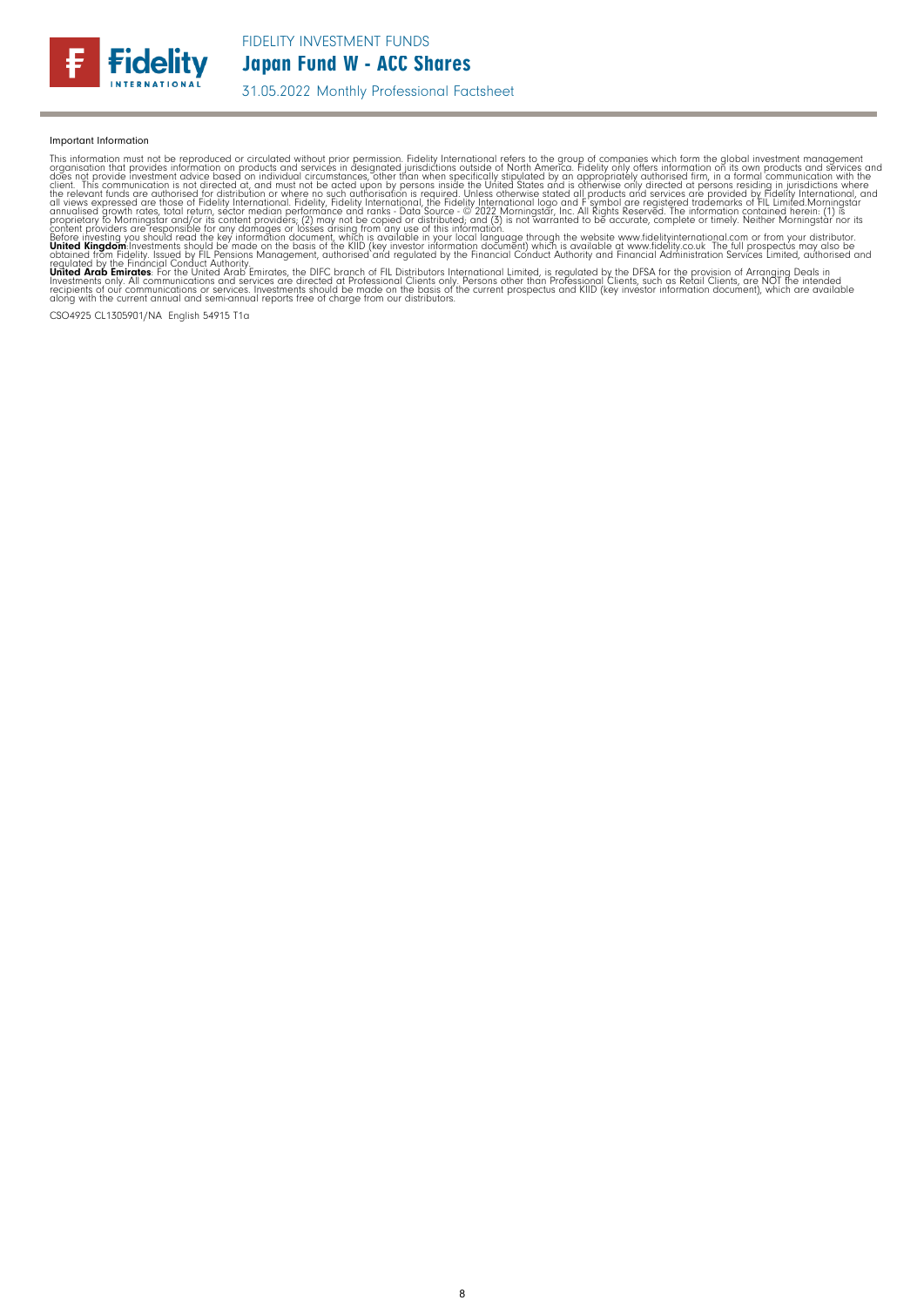Important Information

This information must not be reproduced or circulated without prior permission. Fidelity International refers to the group of companies which form the global investment management organisation that provides information on products and services in designated jurisdictions outside of North America. Fidelity only offers information on its own products and services and does not provide investment advice based on individual circumstances, other than when specifically stipulated by an appropriately authorised firm, in a formal communication with the client. This communication is not directed at, and must not be acted upon by persons inside the United States and is otherwise only directed at persons residing in jurisdictions where the relevant funds are authorised for distribution or where no such authorisation is required. Unless otherwise stated all products and services are provided by Fidelity International, and all views expressed are those of Fidelity International. Fidelity, Fidelity International, the Fidelity International logo and F symbol are registered trademarks of FIL Limited.Morningstar annualised growth rates, total return, sector median performance and ranks - Data Source - © 2022 Morningstar, Inc. All Rights Reserved. The information contained herein: (1) is proprietary to Morningstar and/or its content providers; (2) may not be copied or distributed; and (3) is not warranted to be accurate, complete or timely. Neither Morningstar nor its content providers are responsible for any damages or losses arising from any use of this information.
Before investing you should read the key information document, which is available in your local language through the website www.fidelityinternational.com or from your distributor.
**United Kingdom**:Investments should be made on the basis of the KIID (key investor information document) which is available at www.fidelity.co.uk The full prospectus may also be obtained from Fidelity. Issued by FIL Pensions Management, authorised and regulated by the Financial Conduct Authority and Financial Administration Services Limited, authorised and regulated by the Financial Conduct Authority.
**United Arab Emirates**: For the United Arab Emirates, the DIFC branch of FIL Distributors International Limited, is regulated by the DFSA for the provision of Arranging Deals in Investments only. All communications and services are directed at Professional Clients only. Persons other than Professional Clients, such as Retail Clients, are NOT the intended recipients of our communications or services. Investments should be made on the basis of the current prospectus and KIID (key investor information document), which are available along with the current annual and semi-annual reports free of charge from our distributors.

CSO4925 CL1305901/NA English 54915 T1a